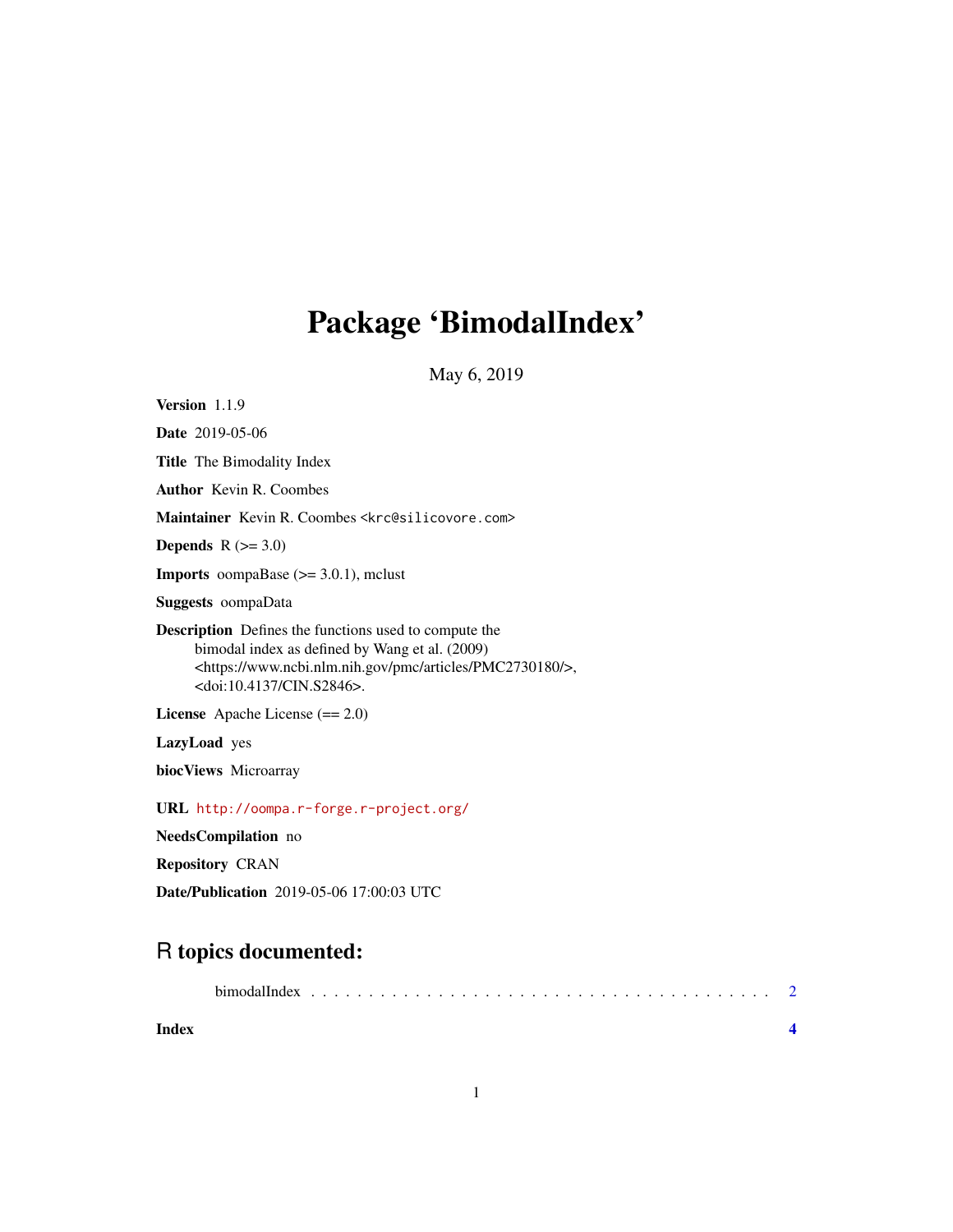# Package 'BimodalIndex'

May 6, 2019

**Version** 1.1.9

**Date** 2019-05-06

**Title** The Bimodality Index

**Author** Kevin R. Coombes

**Maintainer** Kevin R. Coombes <krc@silicovore.com>

**Depends** R (>= 3.0)

**Imports** oompaBase (>= 3.0.1), mclust

**Suggests** oompaData

**Description** Defines the functions used to compute the bimodal index as defined by Wang et al. (2009) <https://www.ncbi.nlm.nih.gov/pmc/articles/PMC2730180/>, <doi:10.4137/CIN.S2846>.

**License** Apache License (== 2.0)

**LazyLoad** yes

**biocViews** Microarray

**URL** http://oompa.r-forge.r-project.org/

**NeedsCompilation** no

**Repository** CRAN

**Date/Publication** 2019-05-06 17:00:03 UTC

## R topics documented:

bimodalIndex . . . . . . . . . . . . . . . . . . . . . . . . . . . . . . . . . . . . . . . . 2

**Index** **4**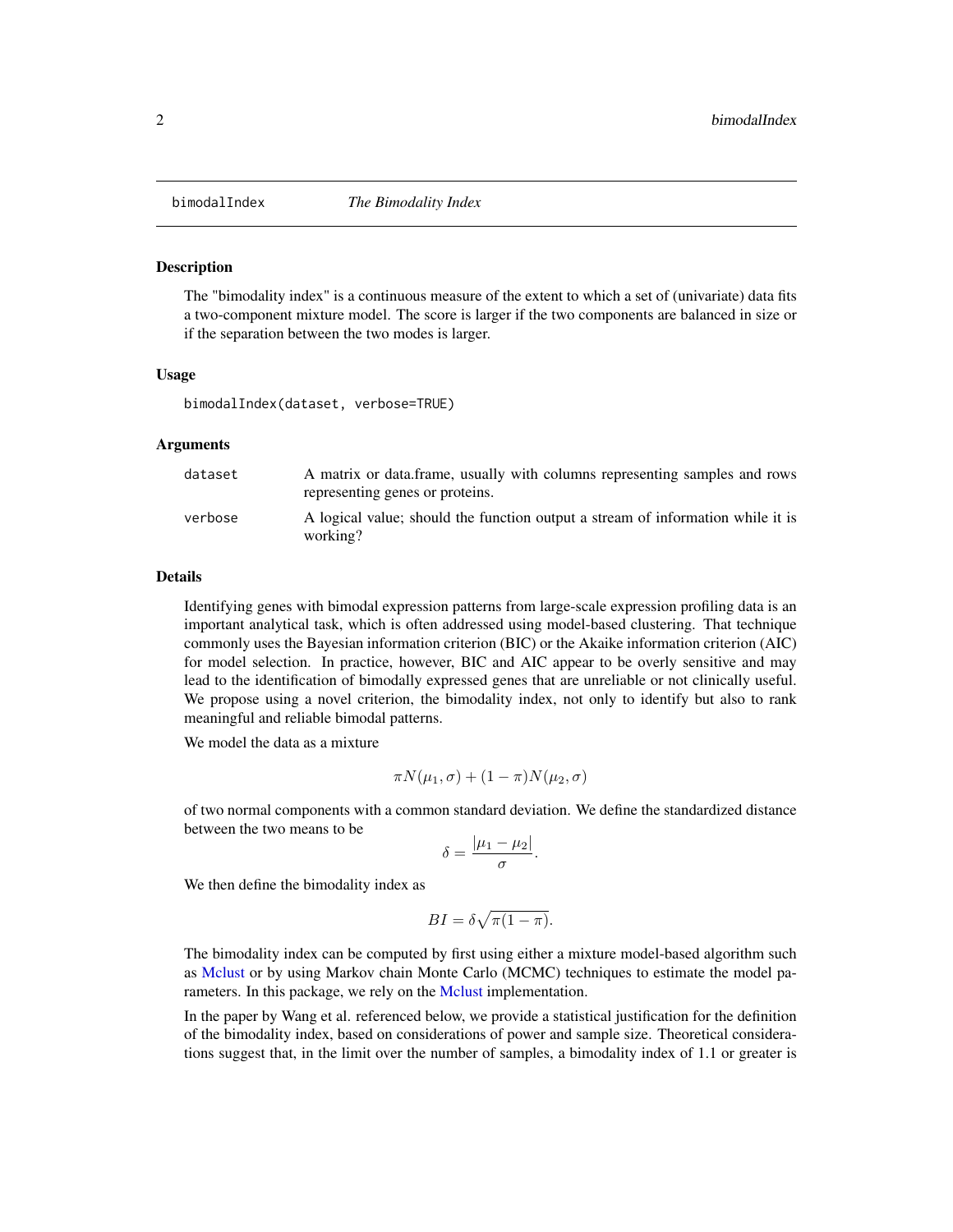bimodalIndex *The Bimodality Index*

## Description

The "bimodality index" is a continuous measure of the extent to which a set of (univariate) data fits a two-component mixture model. The score is larger if the two components are balanced in size or if the separation between the two modes is larger.

## Usage

```
bimodalIndex(dataset, verbose=TRUE)
```

## Arguments

| | |
|---|---|
| dataset | A matrix or data.frame, usually with columns representing samples and rows representing genes or proteins. |
| verbose | A logical value; should the function output a stream of information while it is working? |

## Details

Identifying genes with bimodal expression patterns from large-scale expression profiling data is an important analytical task, which is often addressed using model-based clustering. That technique commonly uses the Bayesian information criterion (BIC) or the Akaike information criterion (AIC) for model selection. In practice, however, BIC and AIC appear to be overly sensitive and may lead to the identification of bimodally expressed genes that are unreliable or not clinically useful. We propose using a novel criterion, the bimodality index, not only to identify but also to rank meaningful and reliable bimodal patterns.

We model the data as a mixture

$$\pi N(\mu_1, \sigma) + (1 - \pi) N(\mu_2, \sigma)$$

of two normal components with a common standard deviation. We define the standardized distance between the two means to be

$$\delta = \frac{|\mu_1 - \mu_2|}{\sigma}.$$

We then define the bimodality index as

$$BI = \delta \sqrt{\pi(1 - \pi)}.$$

The bimodality index can be computed by first using either a mixture model-based algorithm such as Mclust or by using Markov chain Monte Carlo (MCMC) techniques to estimate the model parameters. In this package, we rely on the Mclust implementation.

In the paper by Wang et al. referenced below, we provide a statistical justification for the definition of the bimodality index, based on considerations of power and sample size. Theoretical considerations suggest that, in the limit over the number of samples, a bimodality index of 1.1 or greater is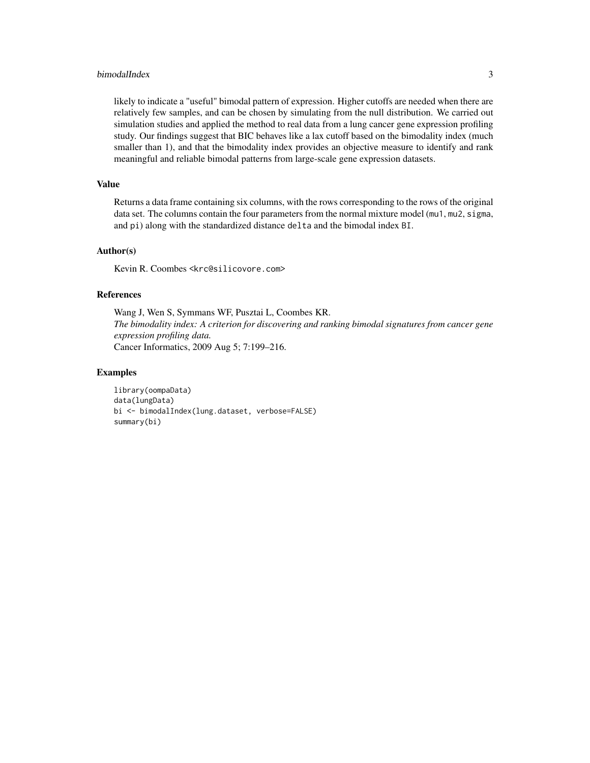likely to indicate a "useful" bimodal pattern of expression. Higher cutoffs are needed when there are relatively few samples, and can be chosen by simulating from the null distribution. We carried out simulation studies and applied the method to real data from a lung cancer gene expression profiling study. Our findings suggest that BIC behaves like a lax cutoff based on the bimodality index (much smaller than 1), and that the bimodality index provides an objective measure to identify and rank meaningful and reliable bimodal patterns from large-scale gene expression datasets.

## Value

Returns a data frame containing six columns, with the rows corresponding to the rows of the original data set. The columns contain the four parameters from the normal mixture model (`mu1`, `mu2`, `sigma`, and `pi`) along with the standardized distance `delta` and the bimodal index `BI`.

## Author(s)

Kevin R. Coombes <`krc@silicovore.com`>

## References

Wang J, Wen S, Symmans WF, Pusztai L, Coombes KR.
*The bimodality index: A criterion for discovering and ranking bimodal signatures from cancer gene expression profiling data.*
Cancer Informatics, 2009 Aug 5; 7:199–216.

## Examples

```
library(oompaData)
data(lungData)
bi <- bimodalIndex(lung.dataset, verbose=FALSE)
summary(bi)
```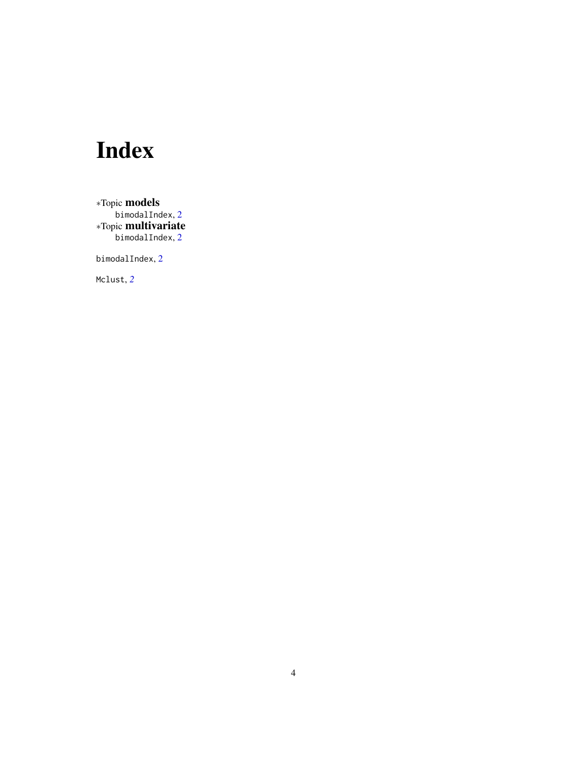# Index

*Topic **models**
    bimodalIndex, 2
*Topic **multivariate**
    bimodalIndex, 2

bimodalIndex, 2

Mclust, *2*